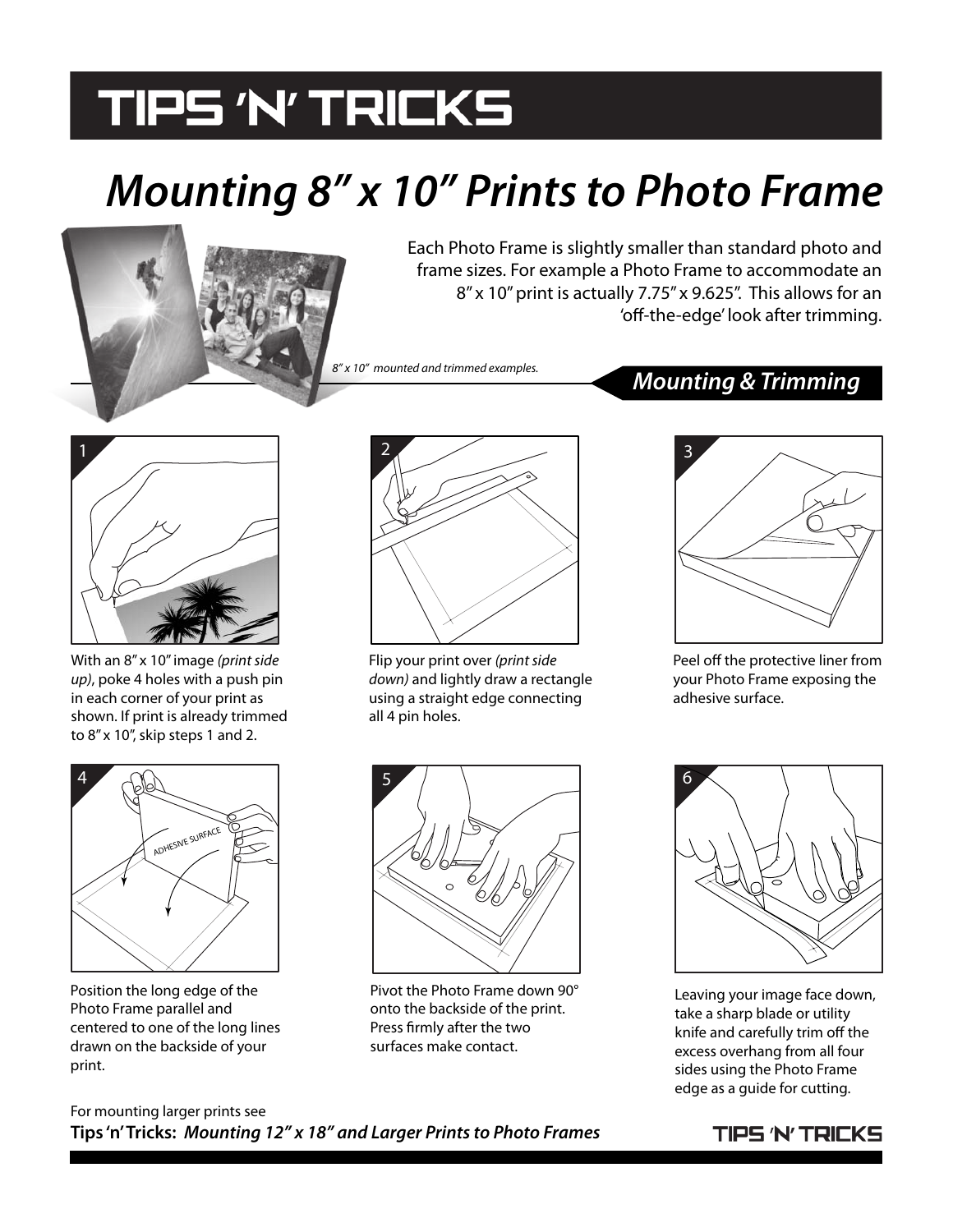# TIPS 'N' TRICKS

## *Mounting 8" x 10" Prints to Photo Frame*

Each Photo Frame is slightly smaller than standard photo and frame sizes. For example a Photo Frame to accommodate an 8" x 10" print is actually 7.75" x 9.625". This allows for an 'off-the-edge' look after trimming.

*8" x 10" mounted and trimmed examples.*

### *Mounting & Trimming*

1. With an 8" x 10" image *(print side up)*, poke 4 holes with a push pin in each corner of your print as shown. If print is already trimmed to 8" x 10", skip steps 1 and 2.

2. Flip your print over *(print side down)* and lightly draw a rectangle using a straight edge connecting all 4 pin holes.

3. Peel off the protective liner from your Photo Frame exposing the adhesive surface.

4. Position the long edge of the Photo Frame parallel and centered to one of the long lines drawn on the backside of your print.

5. Pivot the Photo Frame down 90° onto the backside of the print. Press firmly after the two surfaces make contact.

6. Leaving your image face down, take a sharp blade or utility knife and carefully trim off the excess overhang from all four sides using the Photo Frame edge as a guide for cutting.

For mounting larger prints see
**Tips 'n' Tricks: *Mounting 12" x 18" and Larger Prints to Photo Frames***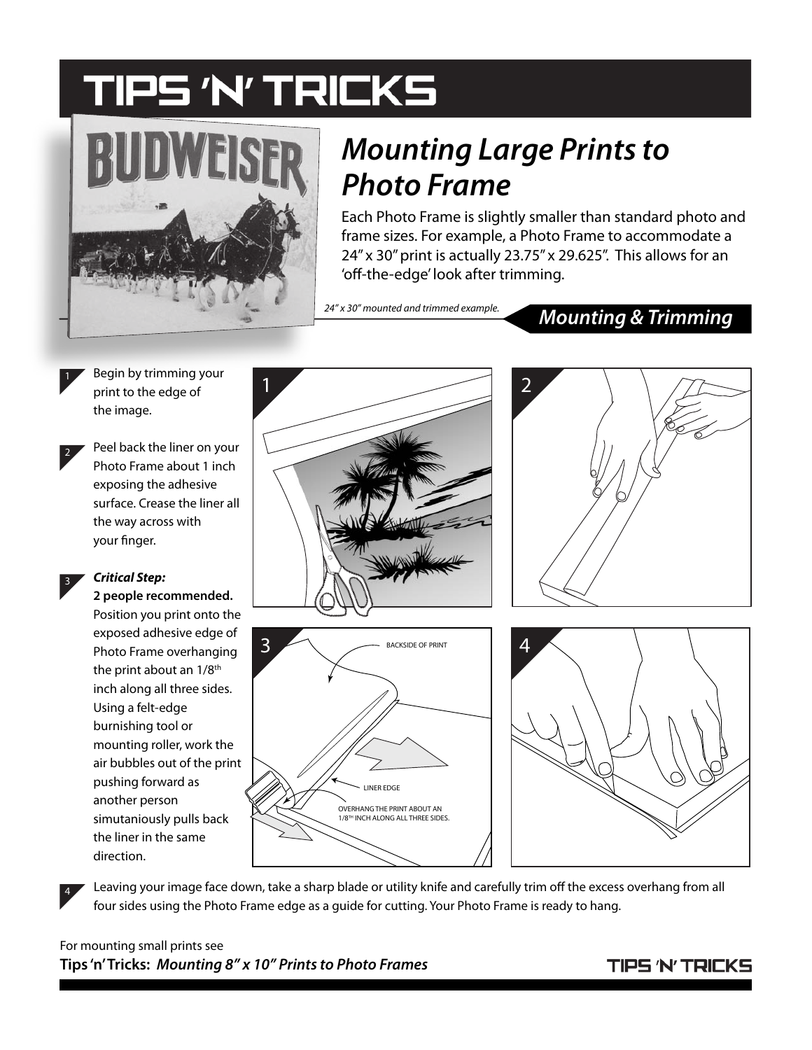# TIPS 'N' TRICKS

## *Mounting Large Prints to Photo Frame*

Each Photo Frame is slightly smaller than standard photo and frame sizes. For example, a Photo Frame to accommodate a 24" x 30" print is actually 23.75" x 29.625". This allows for an 'off-the-edge' look after trimming.

*24" x 30" mounted and trimmed example.*

### *Mounting & Trimming*

1. Begin by trimming your print to the edge of the image.

2. Peel back the liner on your Photo Frame about 1 inch exposing the adhesive surface. Crease the liner all the way across with your finger.

3. ***Critical Step:***
   **2 people recommended.**
   Position you print onto the exposed adhesive edge of Photo Frame overhanging the print about an 1/8th inch along all three sides. Using a felt-edge burnishing tool or mounting roller, work the air bubbles out of the print pushing forward as another person simutaniously pulls back the liner in the same direction.

BACKSIDE OF PRINT

LINER EDGE

OVERHANG THE PRINT ABOUT AN 1/8TH INCH ALONG ALL THREE SIDES.

4. Leaving your image face down, take a sharp blade or utility knife and carefully trim off the excess overhang from all four sides using the Photo Frame edge as a guide for cutting. Your Photo Frame is ready to hang.

For mounting small prints see
**Tips 'n' Tricks:** ***Mounting 8" x 10" Prints to Photo Frames***